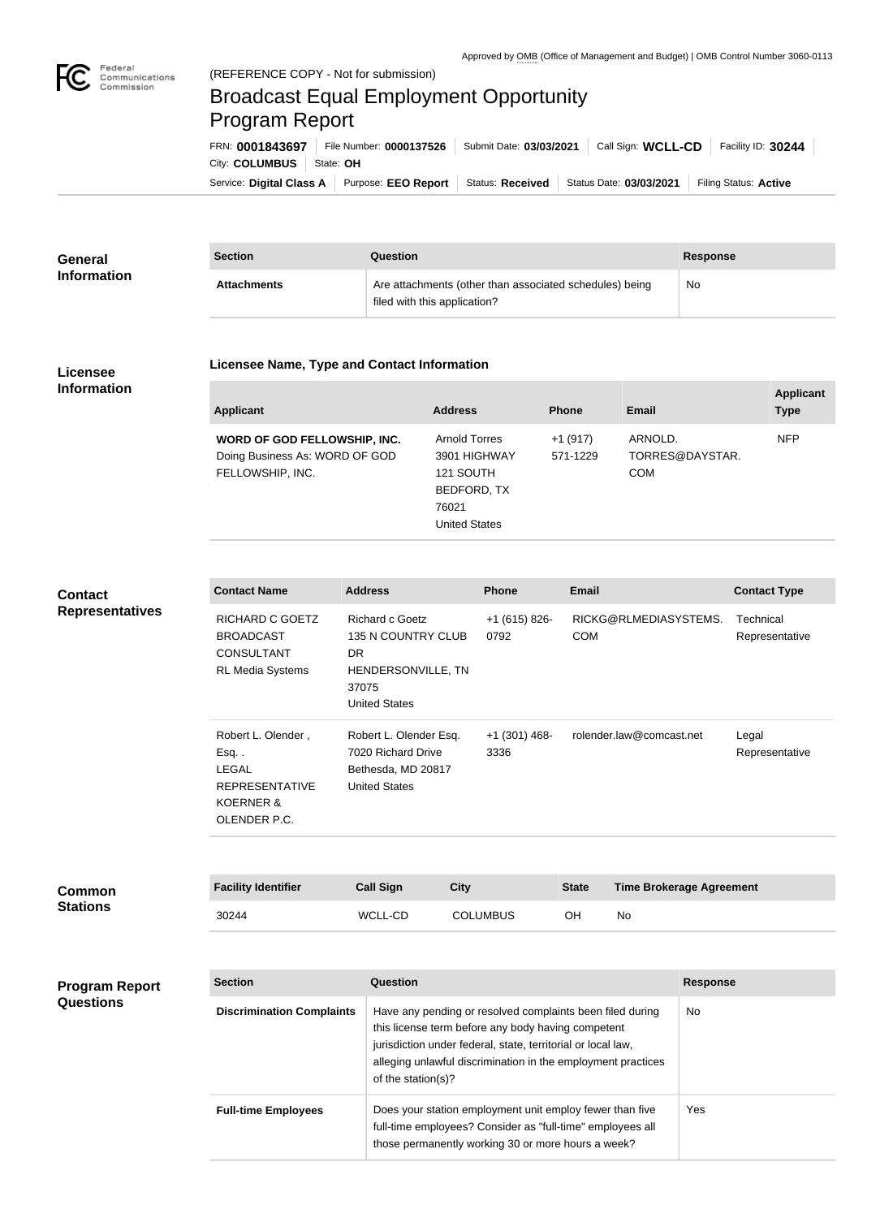Approved by OMB (Office of Management and Budget) | OMB Control Number 3060-0113

Federal Communications Commission

(REFERENCE COPY - Not for submission)

# Broadcast Equal Employment Opportunity Program Report

FRN: **0001843697** | File Number: **0000137526** | Submit Date: **03/03/2021** | Call Sign: **WCLL-CD** | Facility ID: **30244**

City: **COLUMBUS** | State: **OH**

Service: **Digital Class A** | Purpose: **EEO Report** | Status: **Received** | Status Date: **03/03/2021** | Filing Status: **Active**

## General Information

| Section | Question | Response |
| --- | --- | --- |
| **Attachments** | Are attachments (other than associated schedules) being filed with this application? | No |

## Licensee Information

### Licensee Name, Type and Contact Information

| Applicant | Address | Phone | Email | Applicant Type |
| --- | --- | --- | --- | --- |
| **WORD OF GOD FELLOWSHIP, INC.** Doing Business As: WORD OF GOD FELLOWSHIP, INC. | Arnold Torres 3901 HIGHWAY 121 SOUTH BEDFORD, TX 76021 United States | +1 (917) 571-1229 | ARNOLD.TORRES@DAYSTAR.COM | NFP |

## Contact Representatives

| Contact Name | Address | Phone | Email | Contact Type |
| --- | --- | --- | --- | --- |
| RICHARD C GOETZ BROADCAST CONSULTANT RL Media Systems | Richard c Goetz 135 N COUNTRY CLUB DR HENDERSONVILLE, TN 37075 United States | +1 (615) 826-0792 | RICKG@RLMEDIASYSTEMS.COM | Technical Representative |
| Robert L. Olender , Esq. . LEGAL REPRESENTATIVE KOERNER & OLENDER P.C. | Robert L. Olender Esq. 7020 Richard Drive Bethesda, MD 20817 United States | +1 (301) 468-3336 | rolender.law@comcast.net | Legal Representative |

## Common Stations

| Facility Identifier | Call Sign | City | State | Time Brokerage Agreement |
| --- | --- | --- | --- | --- |
| 30244 | WCLL-CD | COLUMBUS | OH | No |

## Program Report Questions

| Section | Question | Response |
| --- | --- | --- |
| **Discrimination Complaints** | Have any pending or resolved complaints been filed during this license term before any body having competent jurisdiction under federal, state, territorial or local law, alleging unlawful discrimination in the employment practices of the station(s)? | No |
| **Full-time Employees** | Does your station employment unit employ fewer than five full-time employees? Consider as "full-time" employees all those permanently working 30 or more hours a week? | Yes |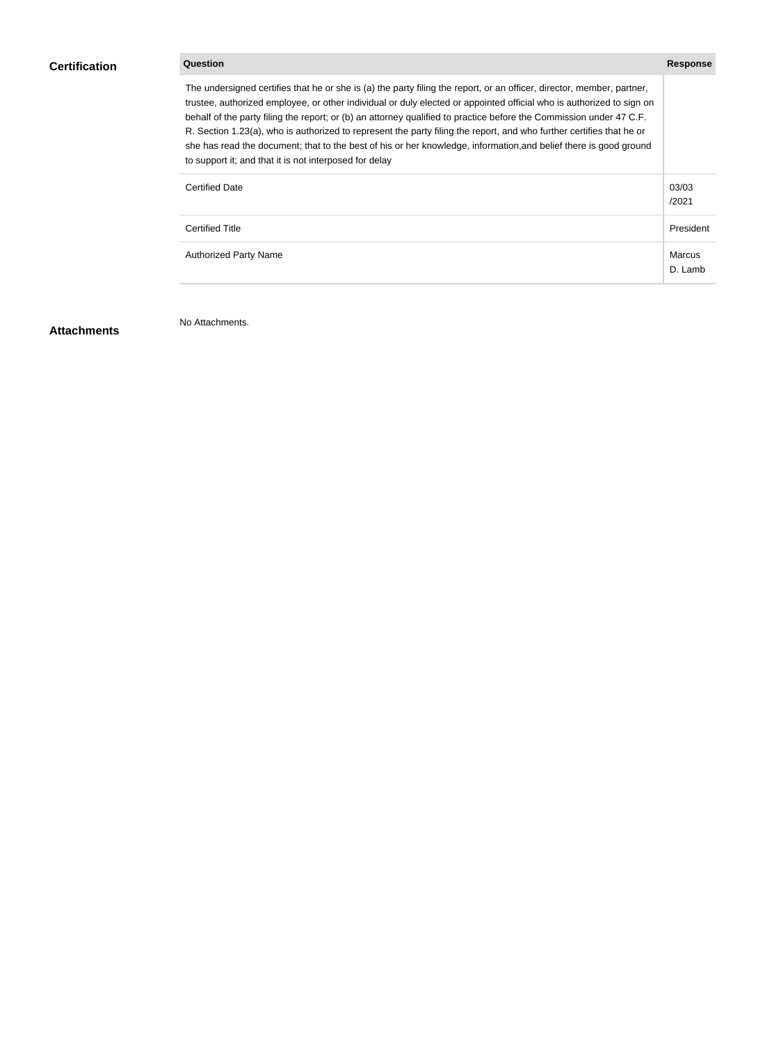## Certification

| Question | Response |
|---|---|
| The undersigned certifies that he or she is (a) the party filing the report, or an officer, director, member, partner, trustee, authorized employee, or other individual or duly elected or appointed official who is authorized to sign on behalf of the party filing the report; or (b) an attorney qualified to practice before the Commission under 47 C.F. R. Section 1.23(a), who is authorized to represent the party filing the report, and who further certifies that he or she has read the document; that to the best of his or her knowledge, information,and belief there is good ground to support it; and that it is not interposed for delay | |
| Certified Date | 03/03/2021 |
| Certified Title | President |
| Authorized Party Name | Marcus D. Lamb |

## Attachments

No Attachments.